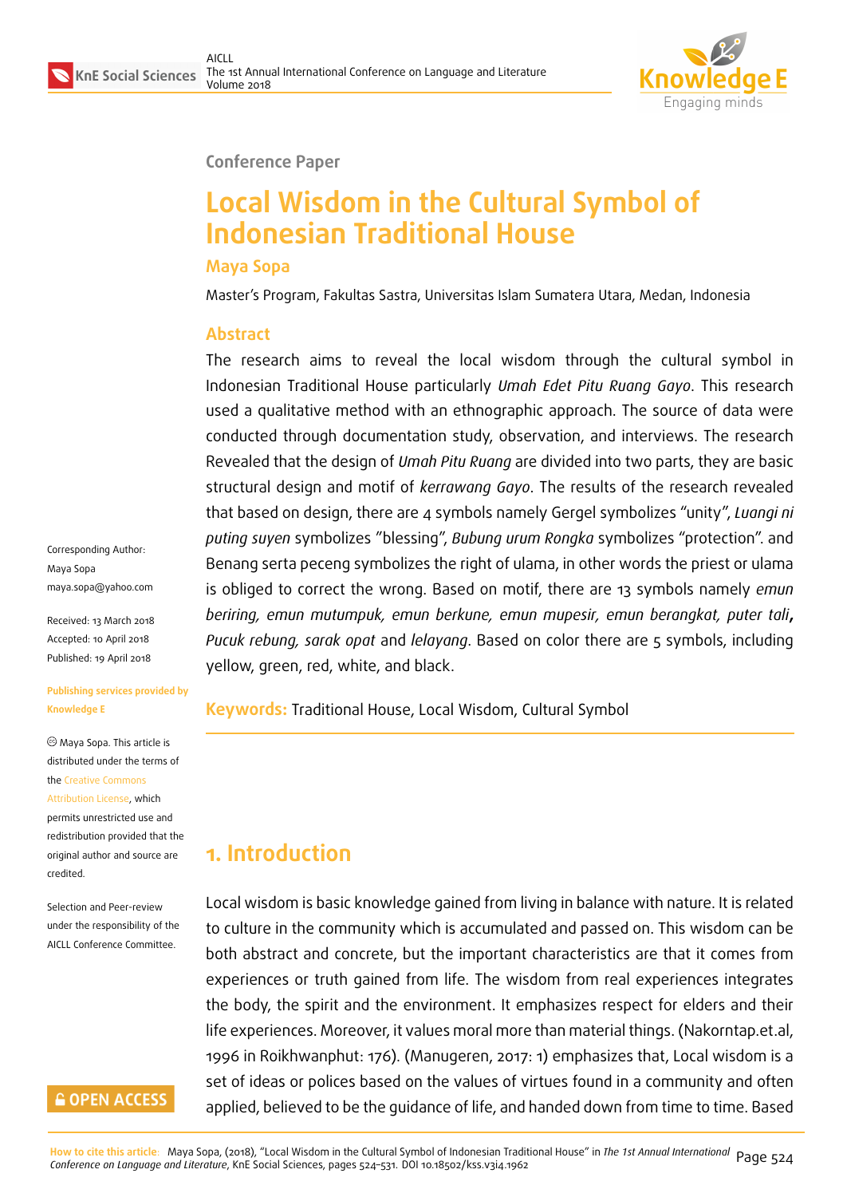Conference Paper

# Local Wisdom in the Cultural Symbol of Indonesian Traditional House

## Maya Sopa

Master's Program, Fakultas Sastra, Universitas Islam Sumatera Utara, Medan, Indonesia

### Abstract

The research aims to reveal the local wisdom through the cultural symbol in Indonesian Traditional House particularly *Umah Edet Pitu Ruang Gayo*. This research used a qualitative method with an ethnographic approach. The source of data were conducted through documentation study, observation, and interviews. The research Revealed that the design of *Umah Pitu Ruang* are divided into two parts, they are basic structural design and motif of *kerrawang Gayo*. The results of the research revealed that based on design, there are 4 symbols namely Gergel symbolizes "unity", *Luangi ni puting suyen* symbolizes "blessing", *Bubung urum Rongka* symbolizes "protection". and Benang serta peceng symbolizes the right of ulama, in other words the priest or ulama is obliged to correct the wrong. Based on motif, there are 13 symbols namely *emun beriring, emun mutumpuk, emun berkune, emun mupesir, emun berangkat, puter tali*, *Pucuk rebung, sarak opat* and *lelayang*. Based on color there are 5 symbols, including yellow, green, red, white, and black.

**Keywords:** Traditional House, Local Wisdom, Cultural Symbol

Corresponding Author:
Maya Sopa
maya.sopa@yahoo.com

Received: 13 March 2018
Accepted: 10 April 2018
Published: 19 April 2018

Publishing services provided by Knowledge E

© Maya Sopa. This article is distributed under the terms of the Creative Commons Attribution License, which permits unrestricted use and redistribution provided that the original author and source are credited.

Selection and Peer-review under the responsibility of the AICLL Conference Committee.

## 1. Introduction

Local wisdom is basic knowledge gained from living in balance with nature. It is related to culture in the community which is accumulated and passed on. This wisdom can be both abstract and concrete, but the important characteristics are that it comes from experiences or truth gained from life. The wisdom from real experiences integrates the body, the spirit and the environment. It emphasizes respect for elders and their life experiences. Moreover, it values moral more than material things. (Nakorntap.et.al, 1996 in Roikhwanphut: 176). (Manugeren, 2017: 1) emphasizes that, Local wisdom is a set of ideas or polices based on the values of virtues found in a community and often applied, believed to be the guidance of life, and handed down from time to time. Based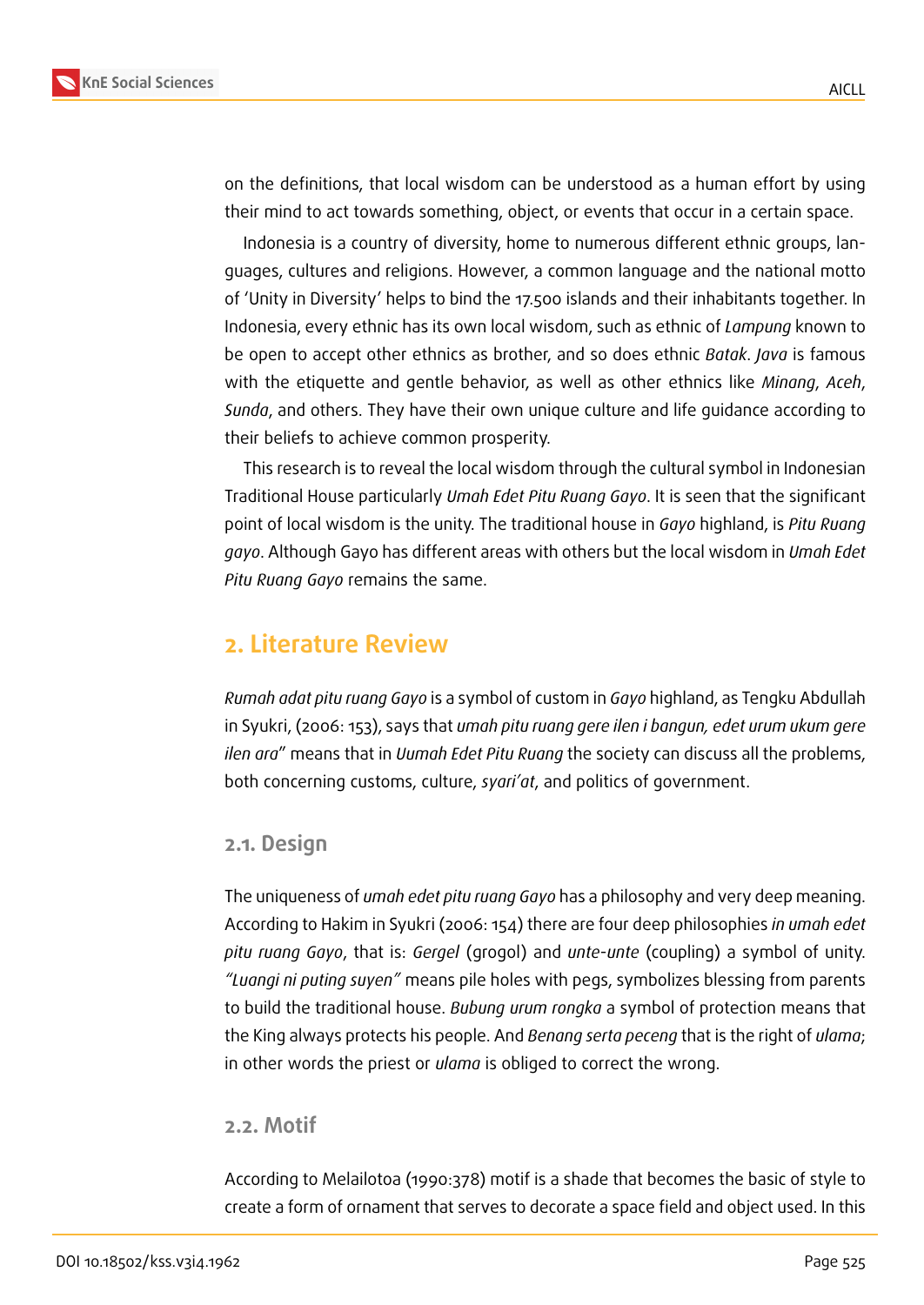on the definitions, that local wisdom can be understood as a human effort by using their mind to act towards something, object, or events that occur in a certain space.

Indonesia is a country of diversity, home to numerous different ethnic groups, languages, cultures and religions. However, a common language and the national motto of 'Unity in Diversity' helps to bind the 17.500 islands and their inhabitants together. In Indonesia, every ethnic has its own local wisdom, such as ethnic of *Lampung* known to be open to accept other ethnics as brother, and so does ethnic *Batak*. *Java* is famous with the etiquette and gentle behavior, as well as other ethnics like *Minang*, *Aceh*, *Sunda*, and others. They have their own unique culture and life guidance according to their beliefs to achieve common prosperity.

This research is to reveal the local wisdom through the cultural symbol in Indonesian Traditional House particularly *Umah Edet Pitu Ruang Gayo*. It is seen that the significant point of local wisdom is the unity. The traditional house in *Gayo* highland, is *Pitu Ruang gayo*. Although Gayo has different areas with others but the local wisdom in *Umah Edet Pitu Ruang Gayo* remains the same.

## 2. Literature Review

*Rumah adat pitu ruang Gayo* is a symbol of custom in *Gayo* highland, as Tengku Abdullah in Syukri, (2006: 153), says that *umah pitu ruang gere ilen i bangun, edet urum ukum gere ilen ara*" means that in *Uumah Edet Pitu Ruang* the society can discuss all the problems, both concerning customs, culture, *syari'at*, and politics of government.

### 2.1. Design

The uniqueness of *umah edet pitu ruang Gayo* has a philosophy and very deep meaning. According to Hakim in Syukri (2006: 154) there are four deep philosophies *in umah edet pitu ruang Gayo*, that is: *Gergel* (grogol) and *unte-unte* (coupling) a symbol of unity. *"Luangi ni puting suyen"* means pile holes with pegs, symbolizes blessing from parents to build the traditional house. *Bubung urum rongka* a symbol of protection means that the King always protects his people. And *Benang serta peceng* that is the right of *ulama*; in other words the priest or *ulama* is obliged to correct the wrong.

### 2.2. Motif

According to Melailotoa (1990:378) motif is a shade that becomes the basic of style to create a form of ornament that serves to decorate a space field and object used. In this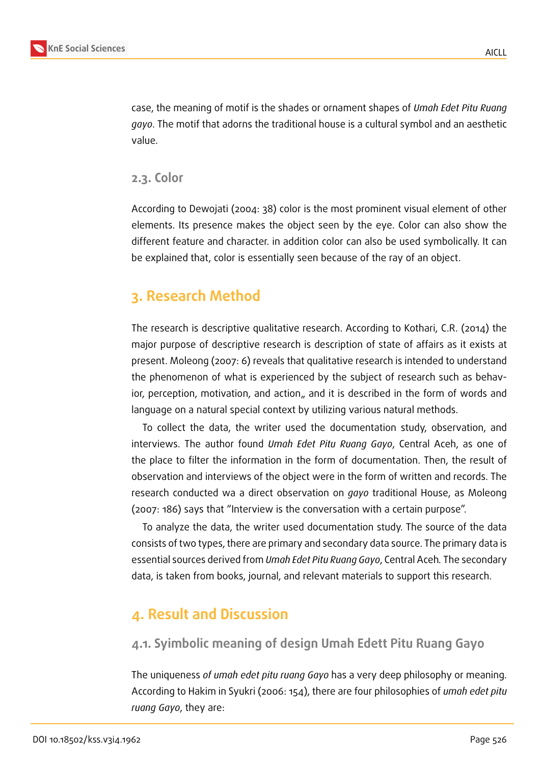case, the meaning of motif is the shades or ornament shapes of *Umah Edet Pitu Ruang gayo*. The motif that adorns the traditional house is a cultural symbol and an aesthetic value.

### 2.3. Color

According to Dewojati (2004: 38) color is the most prominent visual element of other elements. Its presence makes the object seen by the eye. Color can also show the different feature and character. in addition color can also be used symbolically. It can be explained that, color is essentially seen because of the ray of an object.

## 3. Research Method

The research is descriptive qualitative research. According to Kothari, C.R. (2014) the major purpose of descriptive research is description of state of affairs as it exists at present. Moleong (2007: 6) reveals that qualitative research is intended to understand the phenomenon of what is experienced by the subject of research such as behavior, perception, motivation, and action„ and it is described in the form of words and language on a natural special context by utilizing various natural methods.

To collect the data, the writer used the documentation study, observation, and interviews. The author found *Umah Edet Pitu Ruang Gayo*, Central Aceh, as one of the place to filter the information in the form of documentation. Then, the result of observation and interviews of the object were in the form of written and records. The research conducted wa a direct observation on *gayo* traditional House, as Moleong (2007: 186) says that "Interview is the conversation with a certain purpose".

To analyze the data, the writer used documentation study. The source of the data consists of two types, there are primary and secondary data source. The primary data is essential sources derived from *Umah Edet Pitu Ruang Gayo*, Central Aceh. The secondary data, is taken from books, journal, and relevant materials to support this research.

## 4. Result and Discussion

### 4.1. Syimbolic meaning of design Umah Edett Pitu Ruang Gayo

The uniqueness *of umah edet pitu ruang Gayo* has a very deep philosophy or meaning. According to Hakim in Syukri (2006: 154), there are four philosophies of *umah edet pitu ruang Gayo*, they are: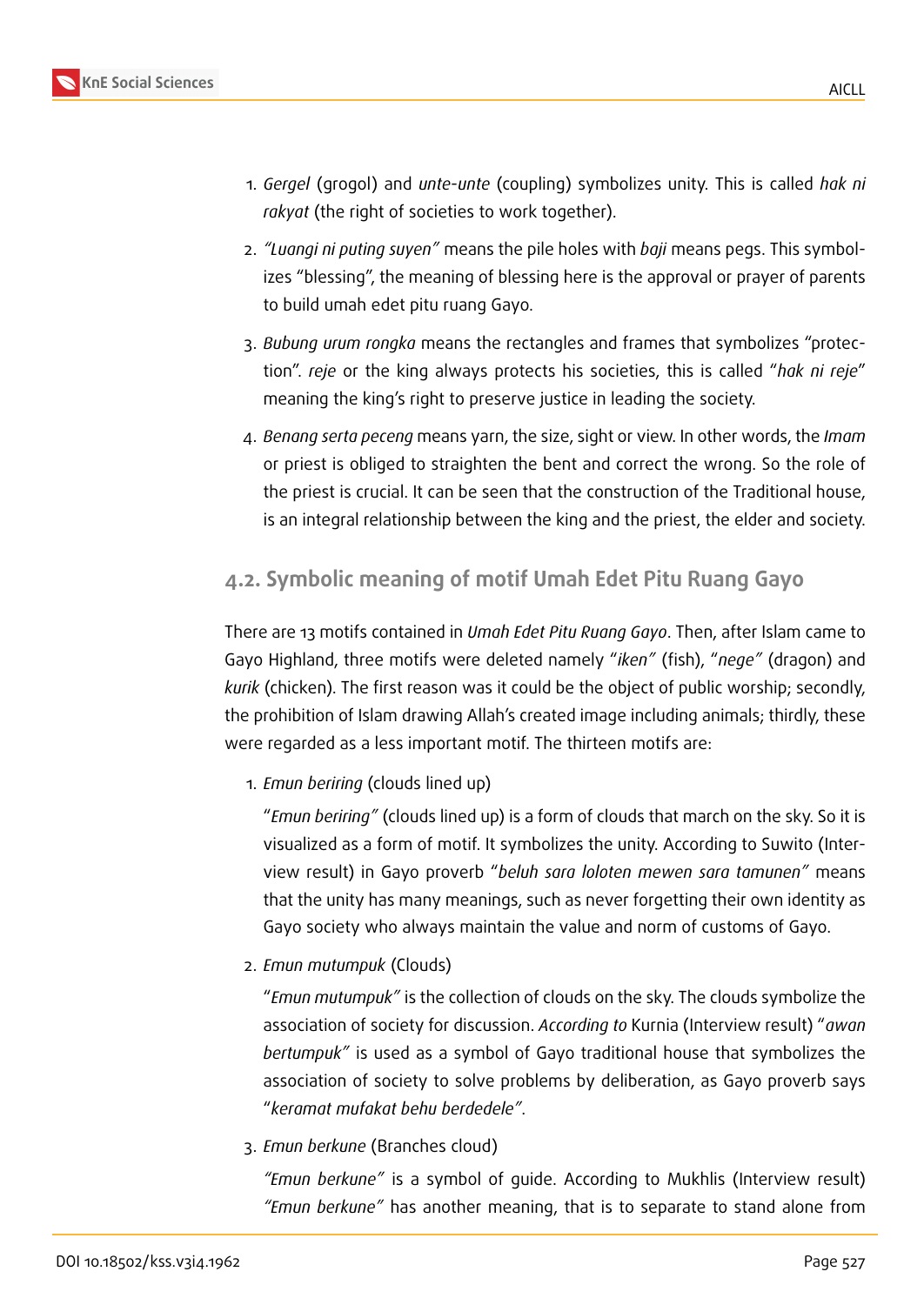1. *Gergel* (grogol) and *unte-unte* (coupling) symbolizes unity. This is called *hak ni rakyat* (the right of societies to work together).
2. *"Luangi ni puting suyen"* means the pile holes with *baji* means pegs. This symbolizes "blessing", the meaning of blessing here is the approval or prayer of parents to build umah edet pitu ruang Gayo.
3. *Bubung urum rongka* means the rectangles and frames that symbolizes "protection". *reje* or the king always protects his societies, this is called "*hak ni reje*" meaning the king's right to preserve justice in leading the society.
4. *Benang serta peceng* means yarn, the size, sight or view. In other words, the *Imam* or priest is obliged to straighten the bent and correct the wrong. So the role of the priest is crucial. It can be seen that the construction of the Traditional house, is an integral relationship between the king and the priest, the elder and society.

## 4.2. Symbolic meaning of motif Umah Edet Pitu Ruang Gayo

There are 13 motifs contained in *Umah Edet Pitu Ruang Gayo*. Then, after Islam came to Gayo Highland, three motifs were deleted namely "*iken"* (fish), "*nege"* (dragon) and *kurik* (chicken). The first reason was it could be the object of public worship; secondly, the prohibition of Islam drawing Allah's created image including animals; thirdly, these were regarded as a less important motif. The thirteen motifs are:

1. *Emun beriring* (clouds lined up)

   "*Emun beriring"* (clouds lined up) is a form of clouds that march on the sky. So it is visualized as a form of motif. It symbolizes the unity. According to Suwito (Interview result) in Gayo proverb "*beluh sara loloten mewen sara tamunen"* means that the unity has many meanings, such as never forgetting their own identity as Gayo society who always maintain the value and norm of customs of Gayo.

2. *Emun mutumpuk* (Clouds)

   "*Emun mutumpuk"* is the collection of clouds on the sky. The clouds symbolize the association of society for discussion. *According to* Kurnia (Interview result) "*awan bertumpuk"* is used as a symbol of Gayo traditional house that symbolizes the association of society to solve problems by deliberation, as Gayo proverb says "*keramat mufakat behu berdedele"*.

3. *Emun berkune* (Branches cloud)

   *"Emun berkune"* is a symbol of guide. According to Mukhlis (Interview result) *"Emun berkune"* has another meaning, that is to separate to stand alone from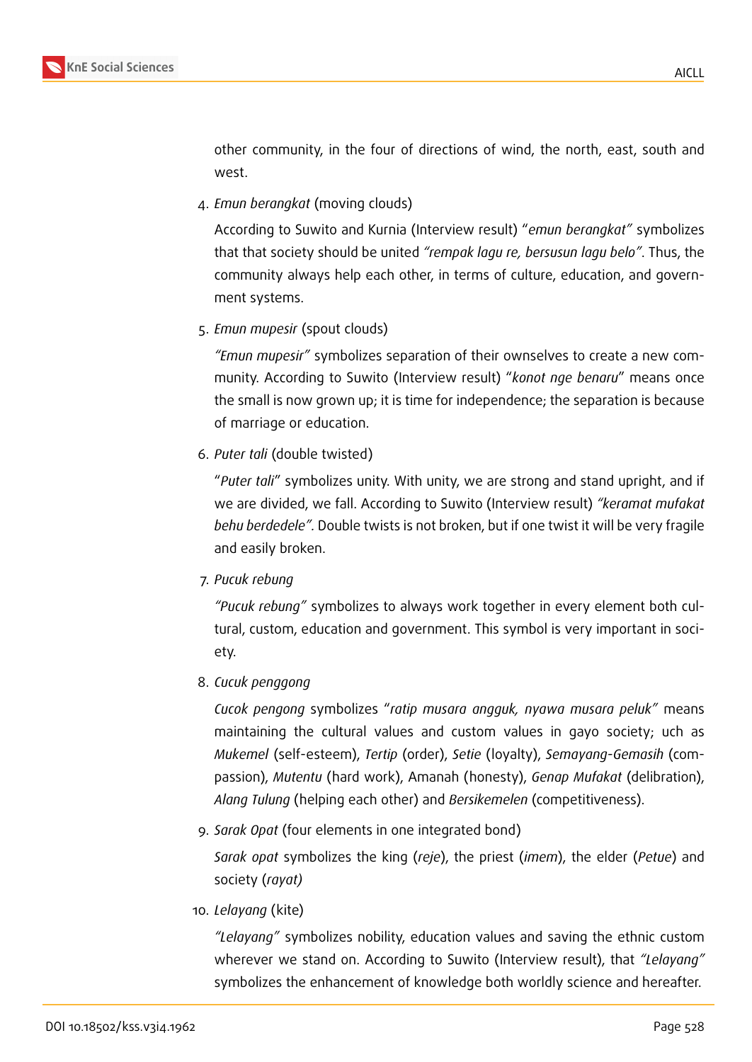other community, in the four of directions of wind, the north, east, south and west.

4. *Emun berangkat* (moving clouds)

   According to Suwito and Kurnia (Interview result) "*emun berangkat"* symbolizes that that society should be united *"rempak lagu re, bersusun lagu belo"*. Thus, the community always help each other, in terms of culture, education, and government systems.

5. *Emun mupesir* (spout clouds)

   *"Emun mupesir"* symbolizes separation of their ownselves to create a new community. According to Suwito (Interview result) "*konot nge benaru*" means once the small is now grown up; it is time for independence; the separation is because of marriage or education.

6. *Puter tali* (double twisted)

   "*Puter tali*" symbolizes unity. With unity, we are strong and stand upright, and if we are divided, we fall. According to Suwito (Interview result) *"keramat mufakat behu berdedele"*. Double twists is not broken, but if one twist it will be very fragile and easily broken.

7. *Pucuk rebung*

   *"Pucuk rebung"* symbolizes to always work together in every element both cultural, custom, education and government. This symbol is very important in society.

8. *Cucuk penggong*

   *Cucok pengong* symbolizes "*ratip musara angguk, nyawa musara peluk"* means maintaining the cultural values and custom values in gayo society; uch as *Mukemel* (self-esteem), *Tertip* (order), *Setie* (loyalty), *Semayang-Gemasih* (compassion), *Mutentu* (hard work), Amanah (honesty), *Genap Mufakat* (delibration), *Alang Tulung* (helping each other) and *Bersikemelen* (competitiveness).

9. *Sarak Opat* (four elements in one integrated bond)

   *Sarak opat* symbolizes the king (*reje*), the priest (*imem*), the elder (*Petue*) and society (*rayat)*

10. *Lelayang* (kite)

    *"Lelayang"* symbolizes nobility, education values and saving the ethnic custom wherever we stand on. According to Suwito (Interview result), that *"Lelayang"* symbolizes the enhancement of knowledge both worldly science and hereafter.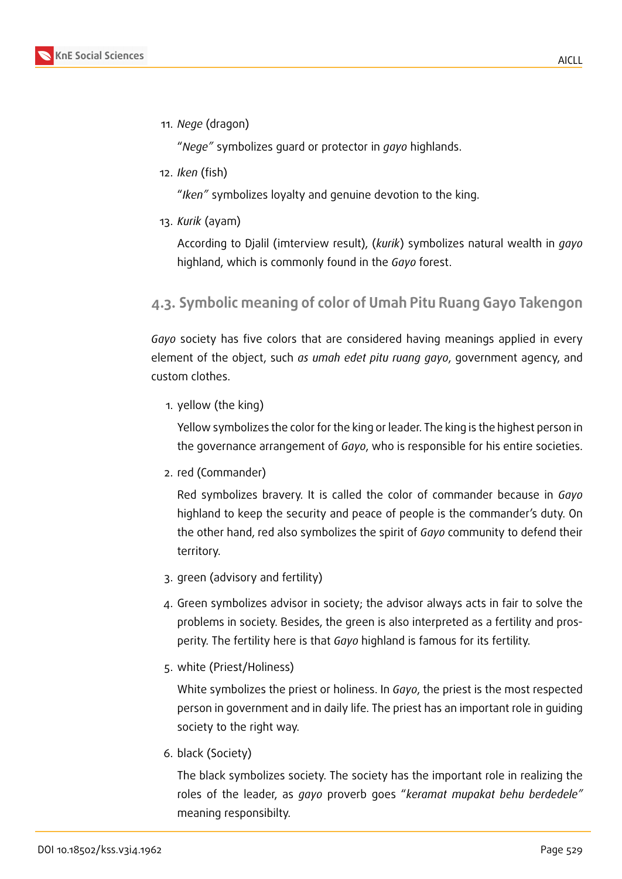11. *Nege* (dragon)

    "*Nege"* symbolizes guard or protector in *gayo* highlands.

12. *Iken* (fish)

    "*Iken"* symbolizes loyalty and genuine devotion to the king.

13. *Kurik* (ayam)

    According to Djalil (imterview result), (*kurik*) symbolizes natural wealth in *gayo* highland, which is commonly found in the *Gayo* forest.

### 4.3. Symbolic meaning of color of Umah Pitu Ruang Gayo Takengon

*Gayo* society has five colors that are considered having meanings applied in every element of the object, such *as umah edet pitu ruang gayo*, government agency, and custom clothes.

1. yellow (the king)

   Yellow symbolizes the color for the king or leader. The king is the highest person in the governance arrangement of *Gayo*, who is responsible for his entire societies.

2. red (Commander)

   Red symbolizes bravery. It is called the color of commander because in *Gayo* highland to keep the security and peace of people is the commander's duty. On the other hand, red also symbolizes the spirit of *Gayo* community to defend their territory.

3. green (advisory and fertility)

4. Green symbolizes advisor in society; the advisor always acts in fair to solve the problems in society. Besides, the green is also interpreted as a fertility and prosperity. The fertility here is that *Gayo* highland is famous for its fertility.

5. white (Priest/Holiness)

   White symbolizes the priest or holiness. In *Gayo*, the priest is the most respected person in government and in daily life. The priest has an important role in guiding society to the right way.

6. black (Society)

   The black symbolizes society. The society has the important role in realizing the roles of the leader, as *gayo* proverb goes "*keramat mupakat behu berdedele"* meaning responsibilty.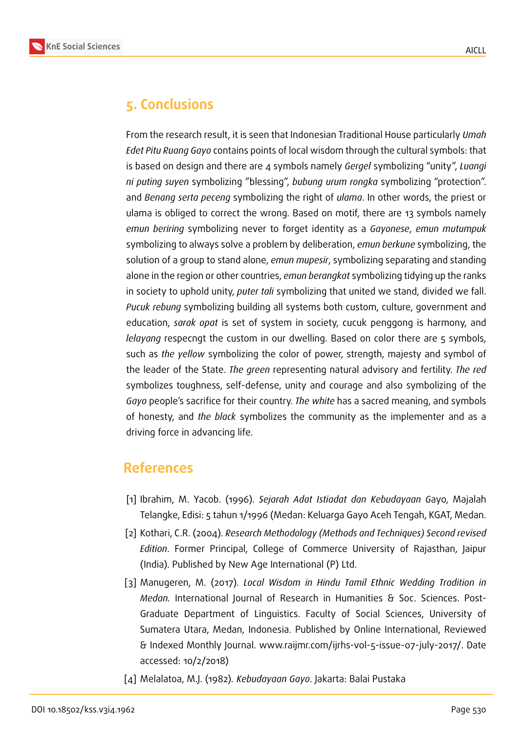## 5. Conclusions

From the research result, it is seen that Indonesian Traditional House particularly *Umah Edet Pitu Ruang Gayo* contains points of local wisdom through the cultural symbols: that is based on design and there are 4 symbols namely *Gergel* symbolizing "unity", *Luangi ni puting suyen* symbolizing "blessing", *bubung urum rongka* symbolizing "protection". and *Benang serta peceng* symbolizing the right of *ulama*. In other words, the priest or ulama is obliged to correct the wrong. Based on motif, there are 13 symbols namely *emun beriring* symbolizing never to forget identity as a *Gayonese*, *emun mutumpuk* symbolizing to always solve a problem by deliberation, *emun berkune* symbolizing, the solution of a group to stand alone, *emun mupesir*, symbolizing separating and standing alone in the region or other countries, *emun berangkat* symbolizing tidying up the ranks in society to uphold unity, *puter tali* symbolizing that united we stand, divided we fall. *Pucuk rebung* symbolizing building all systems both custom, culture, government and education, *sarak opat* is set of system in society, cucuk penggong is harmony, and *lelayang* respecngt the custom in our dwelling. Based on color there are 5 symbols, such as *the yellow* symbolizing the color of power, strength, majesty and symbol of the leader of the State. *The green* representing natural advisory and fertility. *The red* symbolizes toughness, self-defense, unity and courage and also symbolizing of the *Gayo* people's sacrifice for their country. *The white* has a sacred meaning, and symbols of honesty, and *the black* symbolizes the community as the implementer and as a driving force in advancing life.

## References

[1] Ibrahim, M. Yacob. (1996). *Sejarah Adat Istiadat dan Kebudayaan G*ayo, Majalah Telangke, Edisi: 5 tahun 1/1996 (Medan: Keluarga Gayo Aceh Tengah, KGAT, Medan.

[2] Kothari, C.R. (2004). *Research Methodology (Methods and Techniques) Second revised Edition*. Former Principal, College of Commerce University of Rajasthan, Jaipur (India). Published by New Age International (P) Ltd.

[3] Manugeren, M. (2017). *Local Wisdom in Hindu Tamil Ethnic Wedding Tradition in Medan*. International Journal of Research in Humanities & Soc. Sciences. Post-Graduate Department of Linguistics. Faculty of Social Sciences, University of Sumatera Utara, Medan, Indonesia. Published by Online International, Reviewed & Indexed Monthly Journal. www.raijmr.com/ijrhs-vol-5-issue-07-july-2017/. Date accessed: 10/2/2018)

[4] Melalatoa, M.J. (1982). *Kebudayaan Gayo*. Jakarta: Balai Pustaka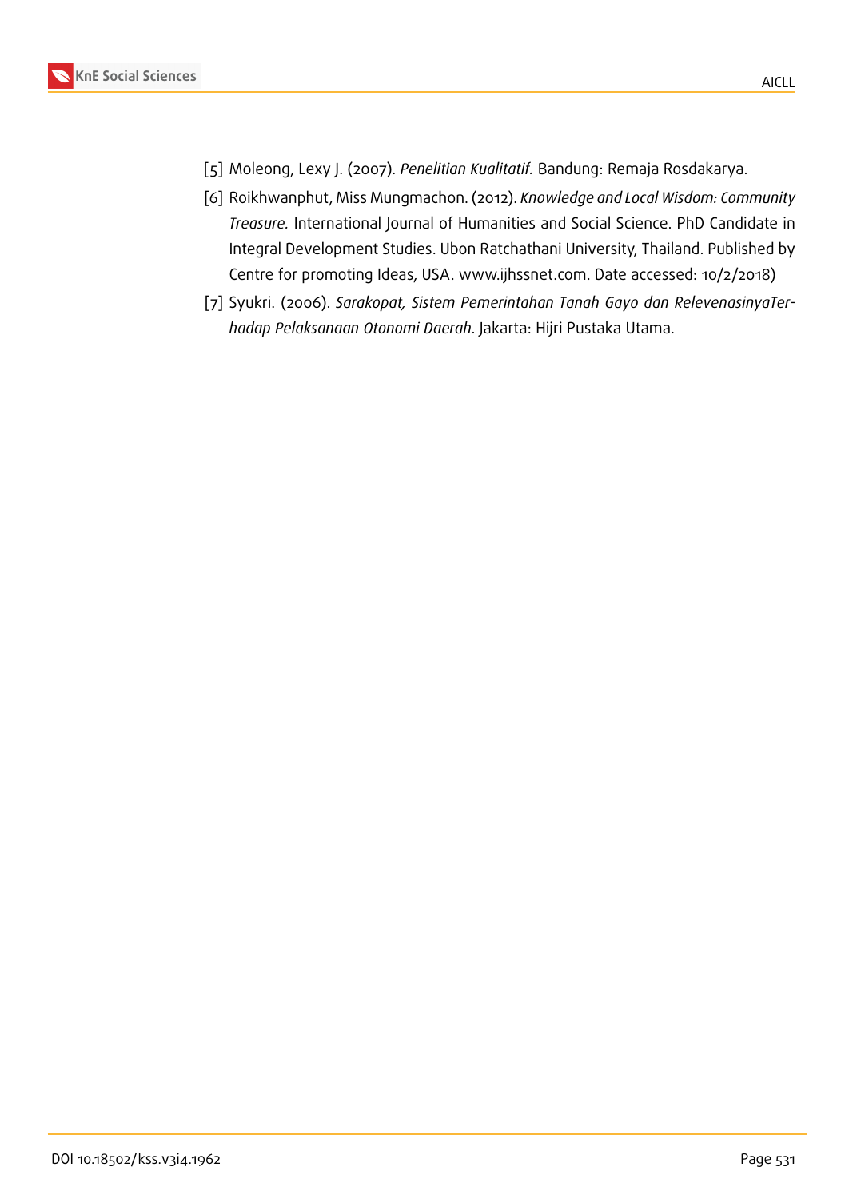[5] Moleong, Lexy J. (2007). *Penelitian Kualitatif.* Bandung: Remaja Rosdakarya.

[6] Roikhwanphut, Miss Mungmachon. (2012). *Knowledge and Local Wisdom: Community Treasure.* International Journal of Humanities and Social Science. PhD Candidate in Integral Development Studies. Ubon Ratchathani University, Thailand. Published by Centre for promoting Ideas, USA. www.ijhssnet.com. Date accessed: 10/2/2018)

[7] Syukri. (2006). *Sarakopat, Sistem Pemerintahan Tanah Gayo dan RelevenasinyaTerhadap Pelaksanaan Otonomi Daerah*. Jakarta: Hijri Pustaka Utama.